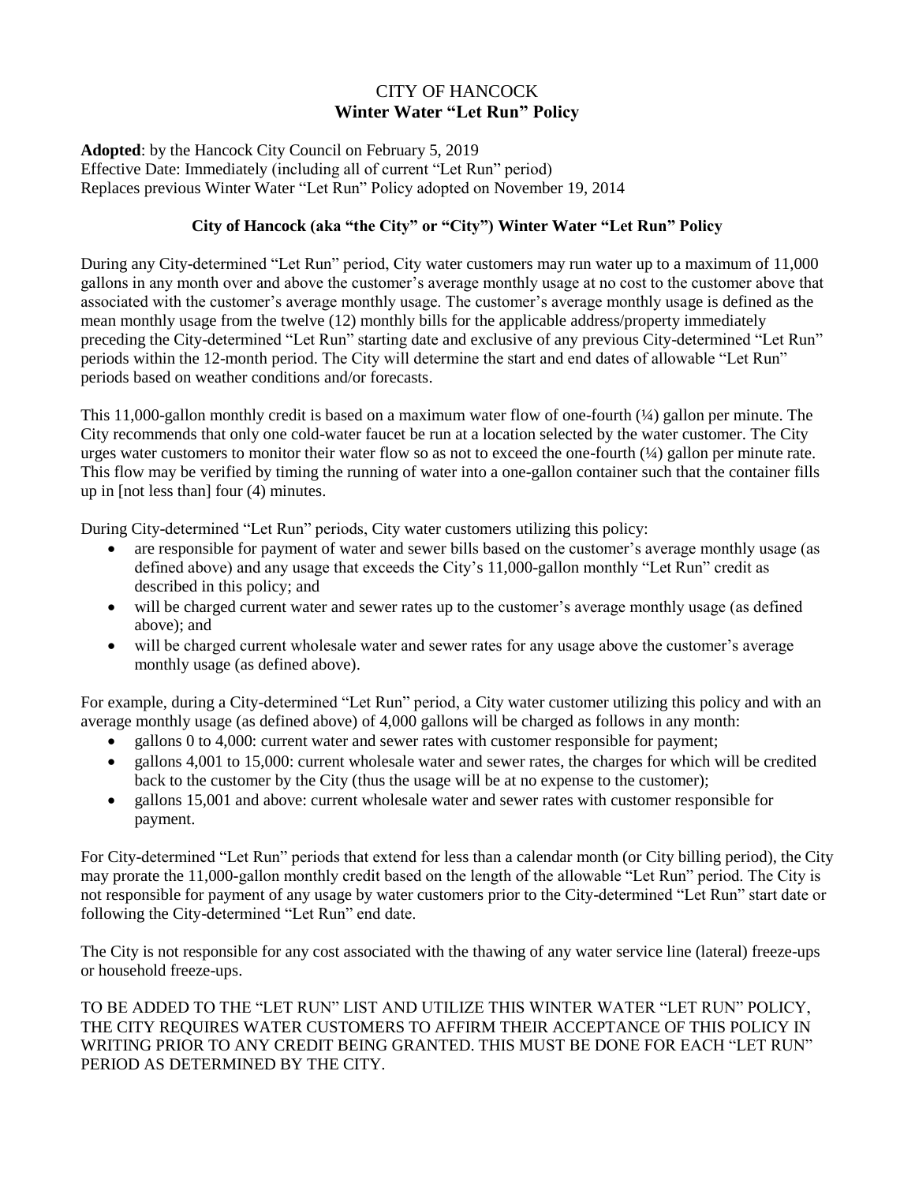# CITY OF HANCOCK
## Winter Water "Let Run" Policy

**Adopted**: by the Hancock City Council on February 5, 2019
Effective Date: Immediately (including all of current "Let Run" period)
Replaces previous Winter Water "Let Run" Policy adopted on November 19, 2014

### City of Hancock (aka "the City" or "City") Winter Water "Let Run" Policy

During any City-determined "Let Run" period, City water customers may run water up to a maximum of 11,000 gallons in any month over and above the customer's average monthly usage at no cost to the customer above that associated with the customer's average monthly usage. The customer's average monthly usage is defined as the mean monthly usage from the twelve (12) monthly bills for the applicable address/property immediately preceding the City-determined "Let Run" starting date and exclusive of any previous City-determined "Let Run" periods within the 12-month period. The City will determine the start and end dates of allowable "Let Run" periods based on weather conditions and/or forecasts.

This 11,000-gallon monthly credit is based on a maximum water flow of one-fourth (¼) gallon per minute. The City recommends that only one cold-water faucet be run at a location selected by the water customer. The City urges water customers to monitor their water flow so as not to exceed the one-fourth (¼) gallon per minute rate. This flow may be verified by timing the running of water into a one-gallon container such that the container fills up in [not less than] four (4) minutes.

During City-determined "Let Run" periods, City water customers utilizing this policy:

- are responsible for payment of water and sewer bills based on the customer's average monthly usage (as defined above) and any usage that exceeds the City's 11,000-gallon monthly "Let Run" credit as described in this policy; and
- will be charged current water and sewer rates up to the customer's average monthly usage (as defined above); and
- will be charged current wholesale water and sewer rates for any usage above the customer's average monthly usage (as defined above).

For example, during a City-determined "Let Run" period, a City water customer utilizing this policy and with an average monthly usage (as defined above) of 4,000 gallons will be charged as follows in any month:

- gallons 0 to 4,000: current water and sewer rates with customer responsible for payment;
- gallons 4,001 to 15,000: current wholesale water and sewer rates, the charges for which will be credited back to the customer by the City (thus the usage will be at no expense to the customer);
- gallons 15,001 and above: current wholesale water and sewer rates with customer responsible for payment.

For City-determined "Let Run" periods that extend for less than a calendar month (or City billing period), the City may prorate the 11,000-gallon monthly credit based on the length of the allowable "Let Run" period. The City is not responsible for payment of any usage by water customers prior to the City-determined "Let Run" start date or following the City-determined "Let Run" end date.

The City is not responsible for any cost associated with the thawing of any water service line (lateral) freeze-ups or household freeze-ups.

TO BE ADDED TO THE "LET RUN" LIST AND UTILIZE THIS WINTER WATER "LET RUN" POLICY, THE CITY REQUIRES WATER CUSTOMERS TO AFFIRM THEIR ACCEPTANCE OF THIS POLICY IN WRITING PRIOR TO ANY CREDIT BEING GRANTED. THIS MUST BE DONE FOR EACH "LET RUN" PERIOD AS DETERMINED BY THE CITY.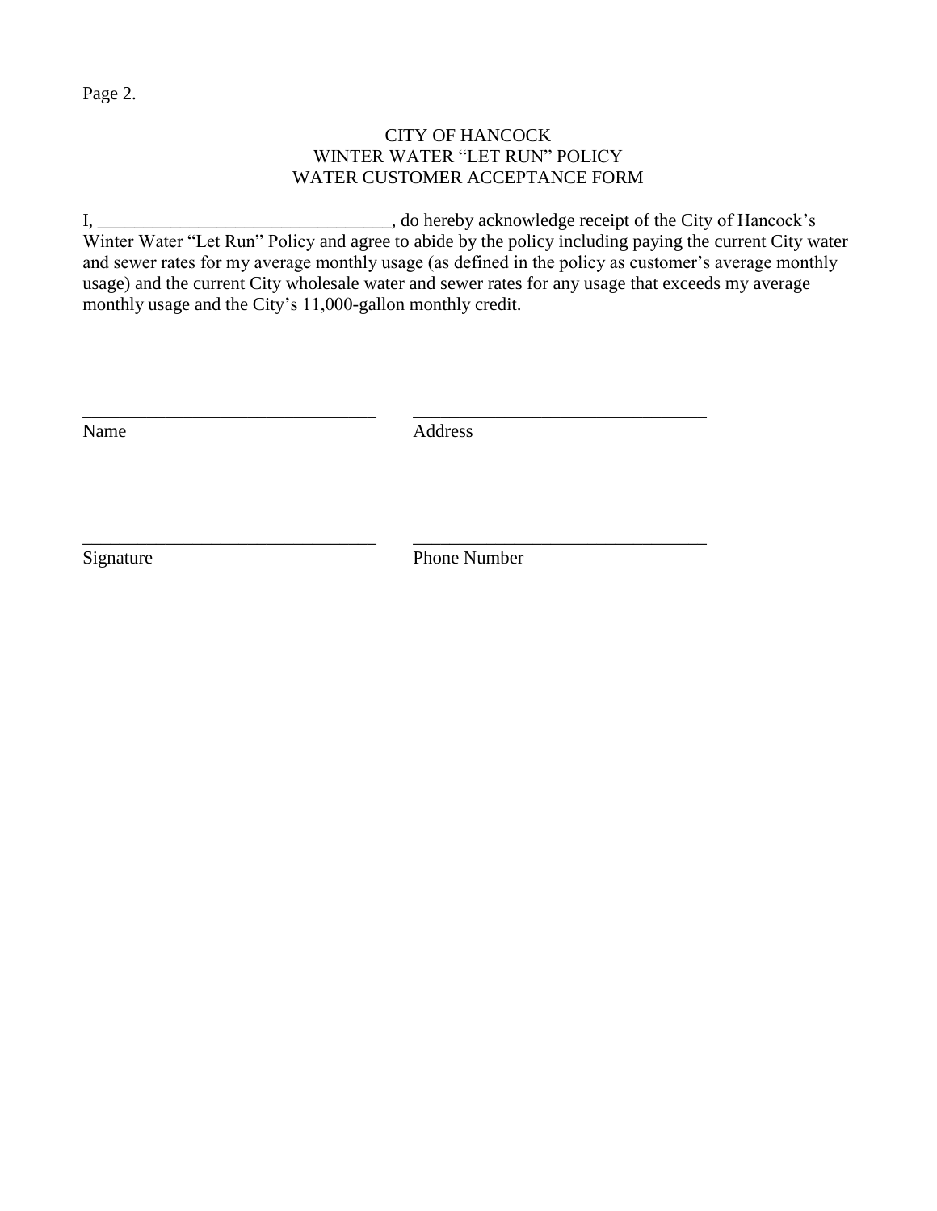CITY OF HANCOCK
WINTER WATER "LET RUN" POLICY
WATER CUSTOMER ACCEPTANCE FORM

I, ________________________________, do hereby acknowledge receipt of the City of Hancock's Winter Water "Let Run" Policy and agree to abide by the policy including paying the current City water and sewer rates for my average monthly usage (as defined in the policy as customer's average monthly usage) and the current City wholesale water and sewer rates for any usage that exceeds my average monthly usage and the City's 11,000-gallon monthly credit.

________________________________ ________________________________
Name Address

________________________________ ________________________________
Signature Phone Number